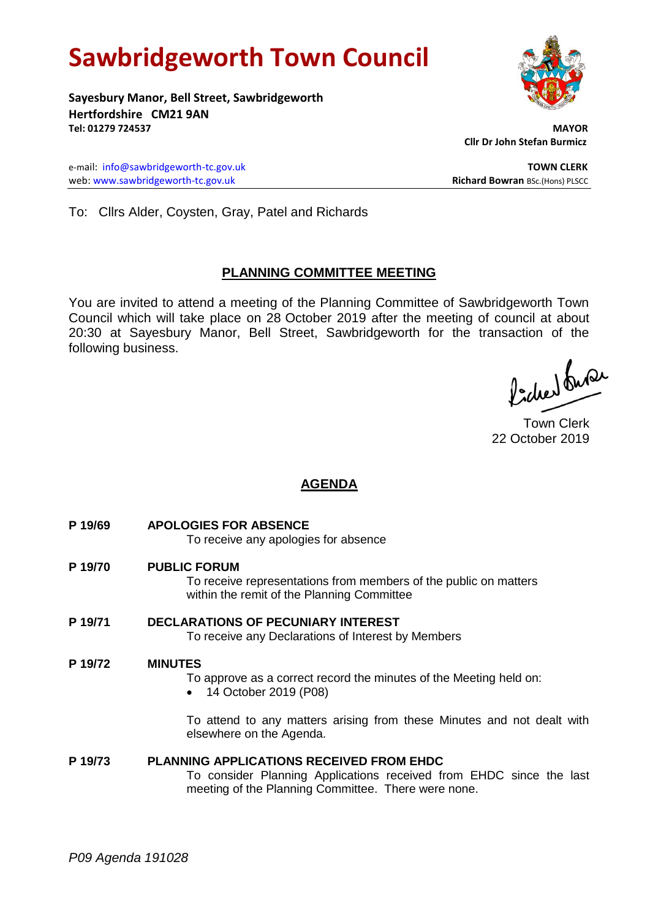# Sawbridgeworth Town Council

**Sayesbury Manor, Bell Street, Sawbridgeworth**
**Hertfordshire CM21 9AN**
**Tel: 01279 724537**

**MAYOR**
**Cllr Dr John Stefan Burmicz**

e-mail: info@sawbridgeworth-tc.gov.uk
web: www.sawbridgeworth-tc.gov.uk

**TOWN CLERK**
**Richard Bowran** BSc.(Hons) PLSCC

To: Cllrs Alder, Coysten, Gray, Patel and Richards

## PLANNING COMMITTEE MEETING

You are invited to attend a meeting of the Planning Committee of Sawbridgeworth Town Council which will take place on 28 October 2019 after the meeting of council at about 20:30 at Sayesbury Manor, Bell Street, Sawbridgeworth for the transaction of the following business.

Town Clerk
22 October 2019

## AGENDA

**P 19/69 APOLOGIES FOR ABSENCE**
To receive any apologies for absence

**P 19/70 PUBLIC FORUM**
To receive representations from members of the public on matters within the remit of the Planning Committee

**P 19/71 DECLARATIONS OF PECUNIARY INTEREST**
To receive any Declarations of Interest by Members

**P 19/72 MINUTES**
To approve as a correct record the minutes of the Meeting held on:

- 14 October 2019 (P08)

To attend to any matters arising from these Minutes and not dealt with elsewhere on the Agenda.

**P 19/73 PLANNING APPLICATIONS RECEIVED FROM EHDC**
To consider Planning Applications received from EHDC since the last meeting of the Planning Committee. There were none.

*P09 Agenda 191028*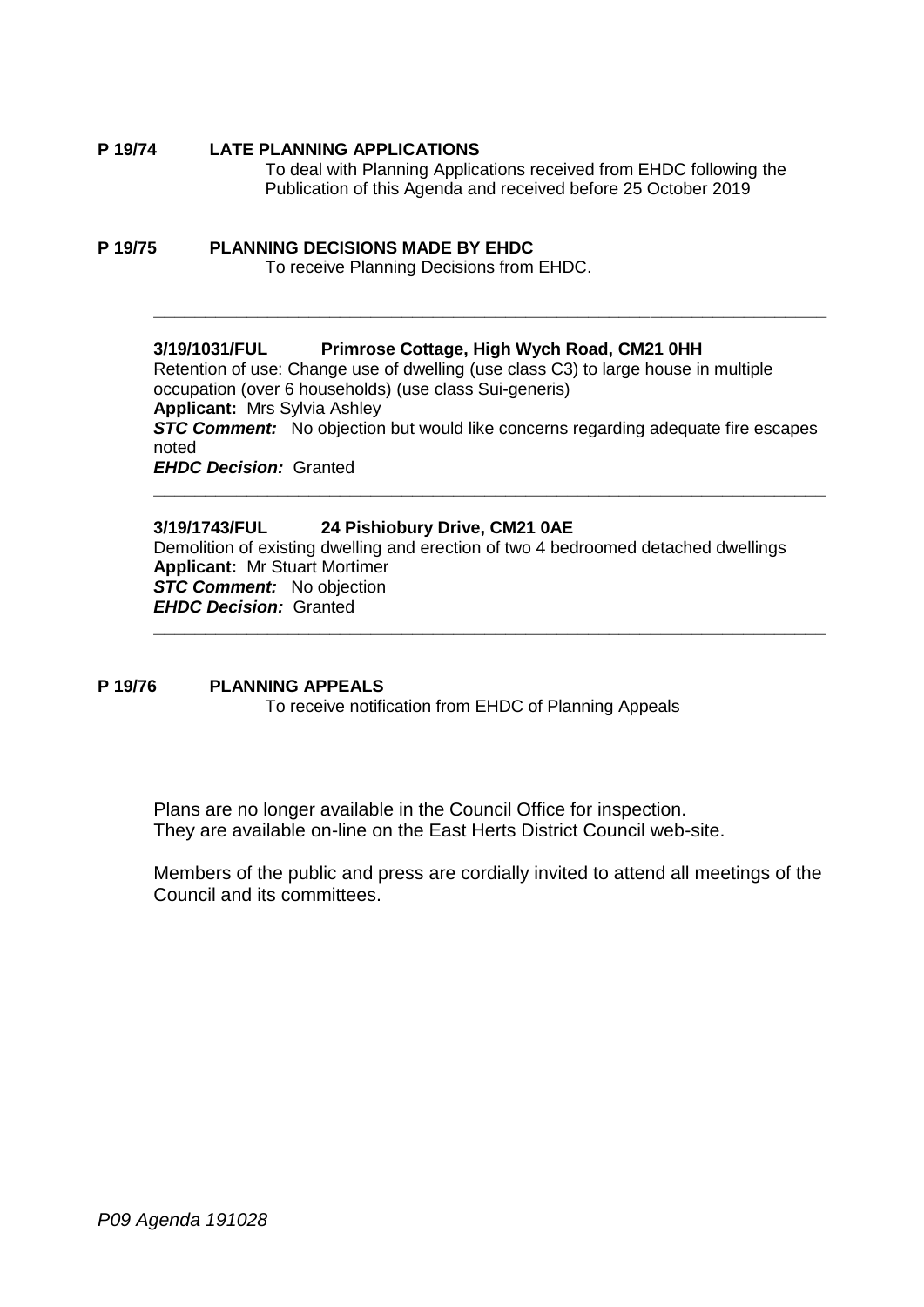**P 19/74 LATE PLANNING APPLICATIONS**

To deal with Planning Applications received from EHDC following the Publication of this Agenda and received before 25 October 2019

**P 19/75 PLANNING DECISIONS MADE BY EHDC**

To receive Planning Decisions from EHDC.

---

**3/19/1031/FUL Primrose Cottage, High Wych Road, CM21 0HH**

Retention of use: Change use of dwelling (use class C3) to large house in multiple occupation (over 6 households) (use class Sui-generis)

**Applicant:** Mrs Sylvia Ashley

***STC Comment:*** No objection but would like concerns regarding adequate fire escapes noted

***EHDC Decision:*** Granted

---

**3/19/1743/FUL 24 Pishiobury Drive, CM21 0AE**

Demolition of existing dwelling and erection of two 4 bedroomed detached dwellings

**Applicant:** Mr Stuart Mortimer

***STC Comment:*** No objection

***EHDC Decision:*** Granted

---

**P 19/76 PLANNING APPEALS**

To receive notification from EHDC of Planning Appeals

Plans are no longer available in the Council Office for inspection.
They are available on-line on the East Herts District Council web-site.

Members of the public and press are cordially invited to attend all meetings of the Council and its committees.